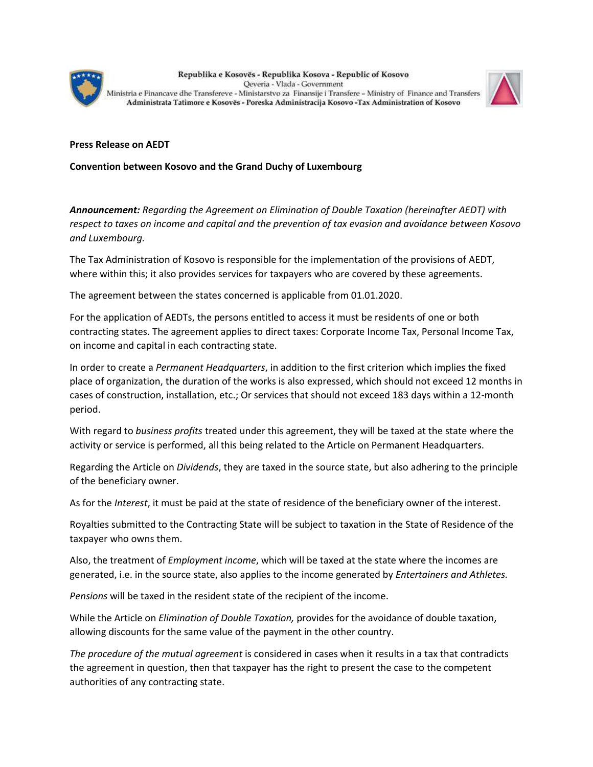Republika e Kosovës - Republika Kosova - Republic of Kosovo
Qeveria - Vlada - Government
Ministria e Financave dhe Transfereve - Ministarstvo za Finansije i Transfere – Ministry of Finance and Transfers
**Administrata Tatimore e Kosovës - Poreska Administracija Kosovo -Tax Administration of Kosovo**

**Press Release on AEDT**

**Convention between Kosovo and the Grand Duchy of Luxembourg**

***Announcement:*** *Regarding the Agreement on Elimination of Double Taxation (hereinafter AEDT) with respect to taxes on income and capital and the prevention of tax evasion and avoidance between Kosovo and Luxembourg.*

The Tax Administration of Kosovo is responsible for the implementation of the provisions of AEDT, where within this; it also provides services for taxpayers who are covered by these agreements.

The agreement between the states concerned is applicable from 01.01.2020.

For the application of AEDTs, the persons entitled to access it must be residents of one or both contracting states. The agreement applies to direct taxes: Corporate Income Tax, Personal Income Tax, on income and capital in each contracting state.

In order to create a *Permanent Headquarters*, in addition to the first criterion which implies the fixed place of organization, the duration of the works is also expressed, which should not exceed 12 months in cases of construction, installation, etc.; Or services that should not exceed 183 days within a 12-month period.

With regard to *business profits* treated under this agreement, they will be taxed at the state where the activity or service is performed, all this being related to the Article on Permanent Headquarters.

Regarding the Article on *Dividends*, they are taxed in the source state, but also adhering to the principle of the beneficiary owner.

As for the *Interest*, it must be paid at the state of residence of the beneficiary owner of the interest.

Royalties submitted to the Contracting State will be subject to taxation in the State of Residence of the taxpayer who owns them.

Also, the treatment of *Employment income*, which will be taxed at the state where the incomes are generated, i.e. in the source state, also applies to the income generated by *Entertainers and Athletes.*

*Pensions* will be taxed in the resident state of the recipient of the income.

While the Article on *Elimination of Double Taxation,* provides for the avoidance of double taxation, allowing discounts for the same value of the payment in the other country.

*The procedure of the mutual agreement* is considered in cases when it results in a tax that contradicts the agreement in question, then that taxpayer has the right to present the case to the competent authorities of any contracting state.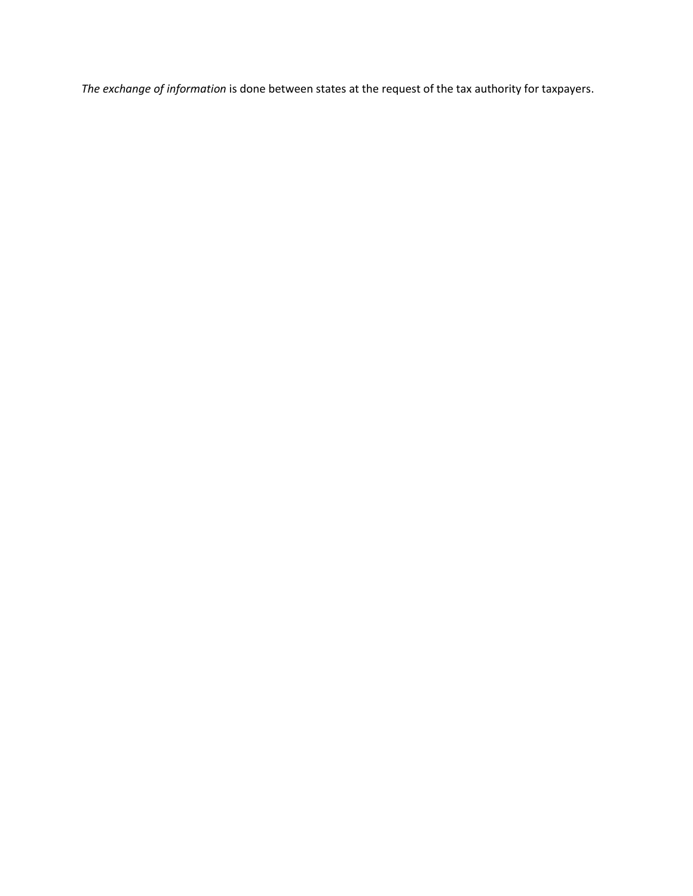*The exchange of information* is done between states at the request of the tax authority for taxpayers.